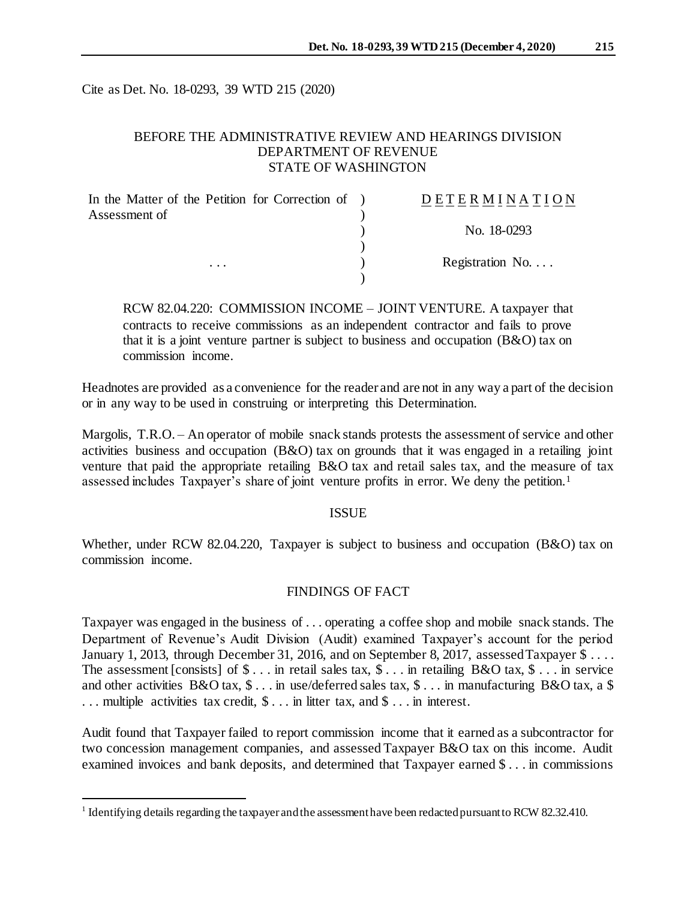Cite as Det. No. 18-0293, 39 WTD 215 (2020)

BEFORE THE ADMINISTRATIVE REVIEW AND HEARINGS DIVISION
DEPARTMENT OF REVENUE
STATE OF WASHINGTON

| | | |
|---|---|---|
| In the Matter of the Petition for Correction of Assessment of | ) | D E T E R M I N A T I O N |
| | ) | No. 18-0293 |
| . . . | ) | Registration No. . . . |

RCW 82.04.220: COMMISSION INCOME – JOINT VENTURE. A taxpayer that contracts to receive commissions as an independent contractor and fails to prove that it is a joint venture partner is subject to business and occupation (B&O) tax on commission income.

Headnotes are provided as a convenience for the reader and are not in any way a part of the decision or in any way to be used in construing or interpreting this Determination.

Margolis, T.R.O. – An operator of mobile snack stands protests the assessment of service and other activities business and occupation (B&O) tax on grounds that it was engaged in a retailing joint venture that paid the appropriate retailing B&O tax and retail sales tax, and the measure of tax assessed includes Taxpayer's share of joint venture profits in error. We deny the petition.[1]

## ISSUE

Whether, under RCW 82.04.220, Taxpayer is subject to business and occupation (B&O) tax on commission income.

## FINDINGS OF FACT

Taxpayer was engaged in the business of . . . operating a coffee shop and mobile snack stands. The Department of Revenue's Audit Division (Audit) examined Taxpayer's account for the period January 1, 2013, through December 31, 2016, and on September 8, 2017, assessed Taxpayer $ . . . . The assessment [consists] of $ . . . in retail sales tax, $ . . . in retailing B&O tax, $ . . . in service and other activities B&O tax, $ . . . in use/deferred sales tax, $ . . . in manufacturing B&O tax, a $ . . . multiple activities tax credit, $ . . . in litter tax, and $ . . . in interest.

Audit found that Taxpayer failed to report commission income that it earned as a subcontractor for two concession management companies, and assessed Taxpayer B&O tax on this income. Audit examined invoices and bank deposits, and determined that Taxpayer earned $ . . . in commissions

[1] Identifying details regarding the taxpayer and the assessment have been redacted pursuant to RCW 82.32.410.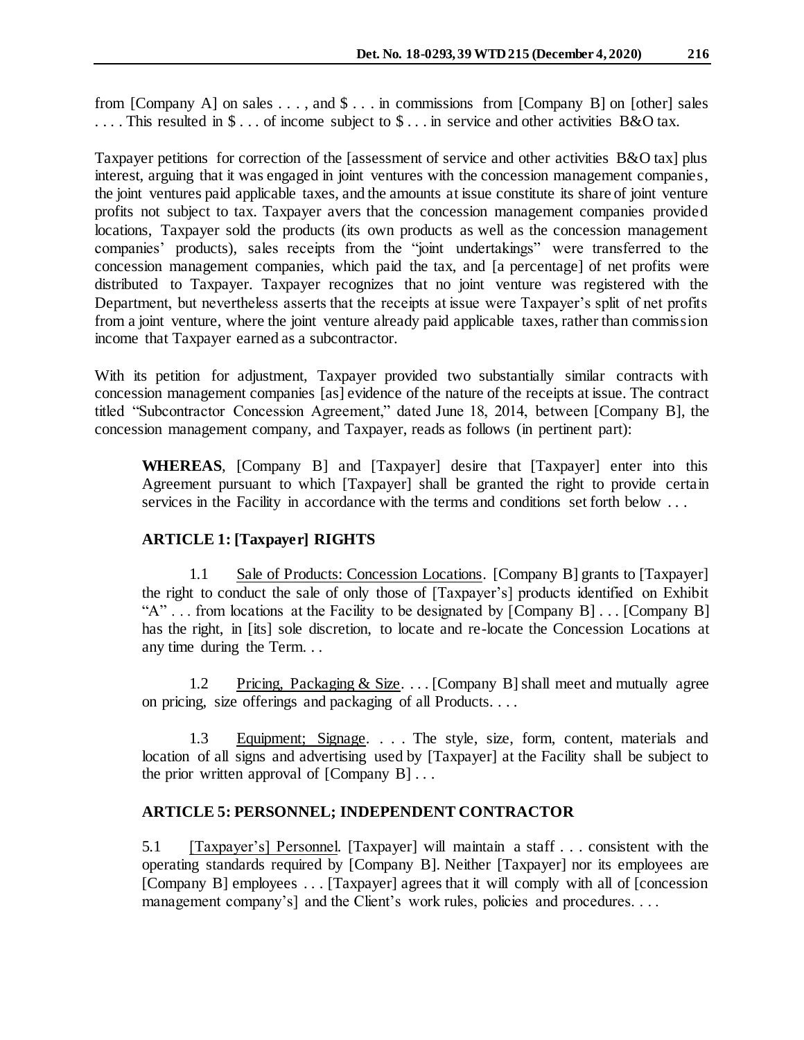from [Company A] on sales . . . , and $ . . . in commissions from [Company B] on [other] sales . . . . This resulted in $ . . . of income subject to $ . . . in service and other activities B&O tax.

Taxpayer petitions for correction of the [assessment of service and other activities B&O tax] plus interest, arguing that it was engaged in joint ventures with the concession management companies, the joint ventures paid applicable taxes, and the amounts at issue constitute its share of joint venture profits not subject to tax. Taxpayer avers that the concession management companies provided locations, Taxpayer sold the products (its own products as well as the concession management companies' products), sales receipts from the "joint undertakings" were transferred to the concession management companies, which paid the tax, and [a percentage] of net profits were distributed to Taxpayer. Taxpayer recognizes that no joint venture was registered with the Department, but nevertheless asserts that the receipts at issue were Taxpayer's split of net profits from a joint venture, where the joint venture already paid applicable taxes, rather than commission income that Taxpayer earned as a subcontractor.

With its petition for adjustment, Taxpayer provided two substantially similar contracts with concession management companies [as] evidence of the nature of the receipts at issue. The contract titled "Subcontractor Concession Agreement," dated June 18, 2014, between [Company B], the concession management company, and Taxpayer, reads as follows (in pertinent part):

> **WHEREAS**, [Company B] and [Taxpayer] desire that [Taxpayer] enter into this Agreement pursuant to which [Taxpayer] shall be granted the right to provide certain services in the Facility in accordance with the terms and conditions set forth below . . .
>
> **ARTICLE 1: [Taxpayer] RIGHTS**
>
> 1.1 Sale of Products: Concession Locations. [Company B] grants to [Taxpayer] the right to conduct the sale of only those of [Taxpayer's] products identified on Exhibit "A" . . . from locations at the Facility to be designated by [Company B] . . . [Company B] has the right, in [its] sole discretion, to locate and re-locate the Concession Locations at any time during the Term. . .
>
> 1.2 Pricing, Packaging & Size. . . . [Company B] shall meet and mutually agree on pricing, size offerings and packaging of all Products. . . .
>
> 1.3 Equipment; Signage. . . . The style, size, form, content, materials and location of all signs and advertising used by [Taxpayer] at the Facility shall be subject to the prior written approval of [Company B] . . .
>
> **ARTICLE 5: PERSONNEL; INDEPENDENT CONTRACTOR**
>
> 5.1 [Taxpayer's] Personnel. [Taxpayer] will maintain a staff . . . consistent with the operating standards required by [Company B]. Neither [Taxpayer] nor its employees are [Company B] employees . . . [Taxpayer] agrees that it will comply with all of [concession management company's] and the Client's work rules, policies and procedures. . . .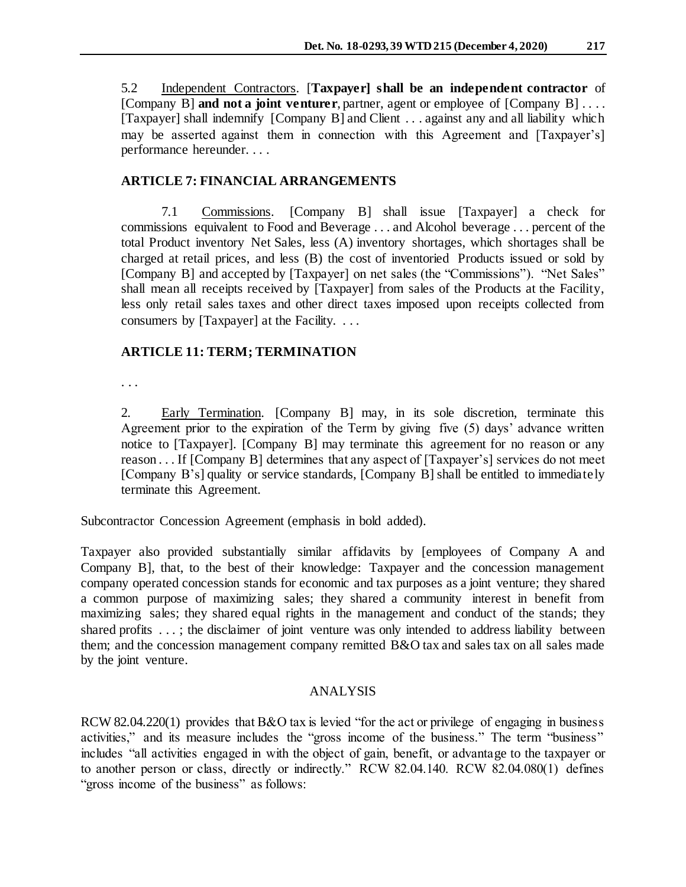5.2 Independent Contractors. [**Taxpayer] shall be an independent contractor** of [Company B] **and not a joint venturer**, partner, agent or employee of [Company B] . . . . [Taxpayer] shall indemnify [Company B] and Client . . . against any and all liability which may be asserted against them in connection with this Agreement and [Taxpayer's] performance hereunder. . . .

**ARTICLE 7: FINANCIAL ARRANGEMENTS**

7.1 Commissions. [Company B] shall issue [Taxpayer] a check for commissions equivalent to Food and Beverage . . . and Alcohol beverage . . . percent of the total Product inventory Net Sales, less (A) inventory shortages, which shortages shall be charged at retail prices, and less (B) the cost of inventoried Products issued or sold by [Company B] and accepted by [Taxpayer] on net sales (the "Commissions"). "Net Sales" shall mean all receipts received by [Taxpayer] from sales of the Products at the Facility, less only retail sales taxes and other direct taxes imposed upon receipts collected from consumers by [Taxpayer] at the Facility. . . .

**ARTICLE 11: TERM; TERMINATION**

. . .

2. Early Termination. [Company B] may, in its sole discretion, terminate this Agreement prior to the expiration of the Term by giving five (5) days' advance written notice to [Taxpayer]. [Company B] may terminate this agreement for no reason or any reason . . . If [Company B] determines that any aspect of [Taxpayer's] services do not meet [Company B's] quality or service standards, [Company B] shall be entitled to immediately terminate this Agreement.

Subcontractor Concession Agreement (emphasis in bold added).

Taxpayer also provided substantially similar affidavits by [employees of Company A and Company B], that, to the best of their knowledge: Taxpayer and the concession management company operated concession stands for economic and tax purposes as a joint venture; they shared a common purpose of maximizing sales; they shared a community interest in benefit from maximizing sales; they shared equal rights in the management and conduct of the stands; they shared profits . . . ; the disclaimer of joint venture was only intended to address liability between them; and the concession management company remitted B&O tax and sales tax on all sales made by the joint venture.

## ANALYSIS

RCW 82.04.220(1) provides that B&O tax is levied "for the act or privilege of engaging in business activities," and its measure includes the "gross income of the business." The term "business" includes "all activities engaged in with the object of gain, benefit, or advantage to the taxpayer or to another person or class, directly or indirectly." RCW 82.04.140. RCW 82.04.080(1) defines "gross income of the business" as follows: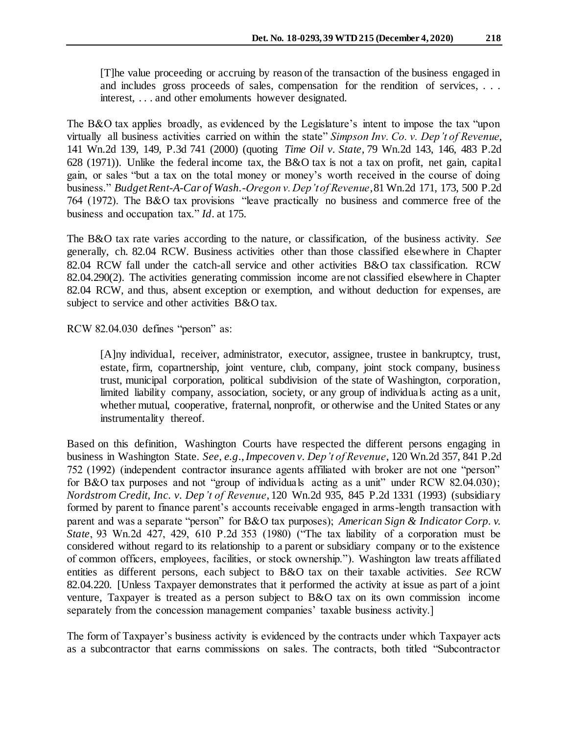> [T]he value proceeding or accruing by reason of the transaction of the business engaged in and includes gross proceeds of sales, compensation for the rendition of services, . . . interest, . . . and other emoluments however designated.

The B&O tax applies broadly, as evidenced by the Legislature's intent to impose the tax "upon virtually all business activities carried on within the state" *Simpson Inv. Co. v. Dep't of Revenue*, 141 Wn.2d 139, 149, P.3d 741 (2000) (quoting *Time Oil v. State*, 79 Wn.2d 143, 146, 483 P.2d 628 (1971)). Unlike the federal income tax, the B&O tax is not a tax on profit, net gain, capital gain, or sales "but a tax on the total money or money's worth received in the course of doing business." *Budget Rent-A-Car of Wash.-Oregon v. Dep't of Revenue*, 81 Wn.2d 171, 173, 500 P.2d 764 (1972). The B&O tax provisions "leave practically no business and commerce free of the business and occupation tax." *Id*. at 175.

The B&O tax rate varies according to the nature, or classification, of the business activity. *See* generally, ch. 82.04 RCW. Business activities other than those classified elsewhere in Chapter 82.04 RCW fall under the catch-all service and other activities B&O tax classification. RCW 82.04.290(2). The activities generating commission income are not classified elsewhere in Chapter 82.04 RCW, and thus, absent exception or exemption, and without deduction for expenses, are subject to service and other activities B&O tax.

RCW 82.04.030 defines "person" as:

> [A]ny individual, receiver, administrator, executor, assignee, trustee in bankruptcy, trust, estate, firm, copartnership, joint venture, club, company, joint stock company, business trust, municipal corporation, political subdivision of the state of Washington, corporation, limited liability company, association, society, or any group of individuals acting as a unit, whether mutual, cooperative, fraternal, nonprofit, or otherwise and the United States or any instrumentality thereof.

Based on this definition, Washington Courts have respected the different persons engaging in business in Washington State. *See, e.g.*, *Impecoven v. Dep't of Revenue*, 120 Wn.2d 357, 841 P.2d 752 (1992) (independent contractor insurance agents affiliated with broker are not one "person" for B&O tax purposes and not "group of individuals acting as a unit" under RCW 82.04.030); *Nordstrom Credit, Inc. v. Dep't of Revenue*, 120 Wn.2d 935, 845 P.2d 1331 (1993) (subsidiary formed by parent to finance parent's accounts receivable engaged in arms-length transaction with parent and was a separate "person" for B&O tax purposes); *American Sign & Indicator Corp. v. State*, 93 Wn.2d 427, 429, 610 P.2d 353 (1980) ("The tax liability of a corporation must be considered without regard to its relationship to a parent or subsidiary company or to the existence of common officers, employees, facilities, or stock ownership."). Washington law treats affiliated entities as different persons, each subject to B&O tax on their taxable activities. *See* RCW 82.04.220. [Unless Taxpayer demonstrates that it performed the activity at issue as part of a joint venture, Taxpayer is treated as a person subject to B&O tax on its own commission income separately from the concession management companies' taxable business activity.]

The form of Taxpayer's business activity is evidenced by the contracts under which Taxpayer acts as a subcontractor that earns commissions on sales. The contracts, both titled "Subcontractor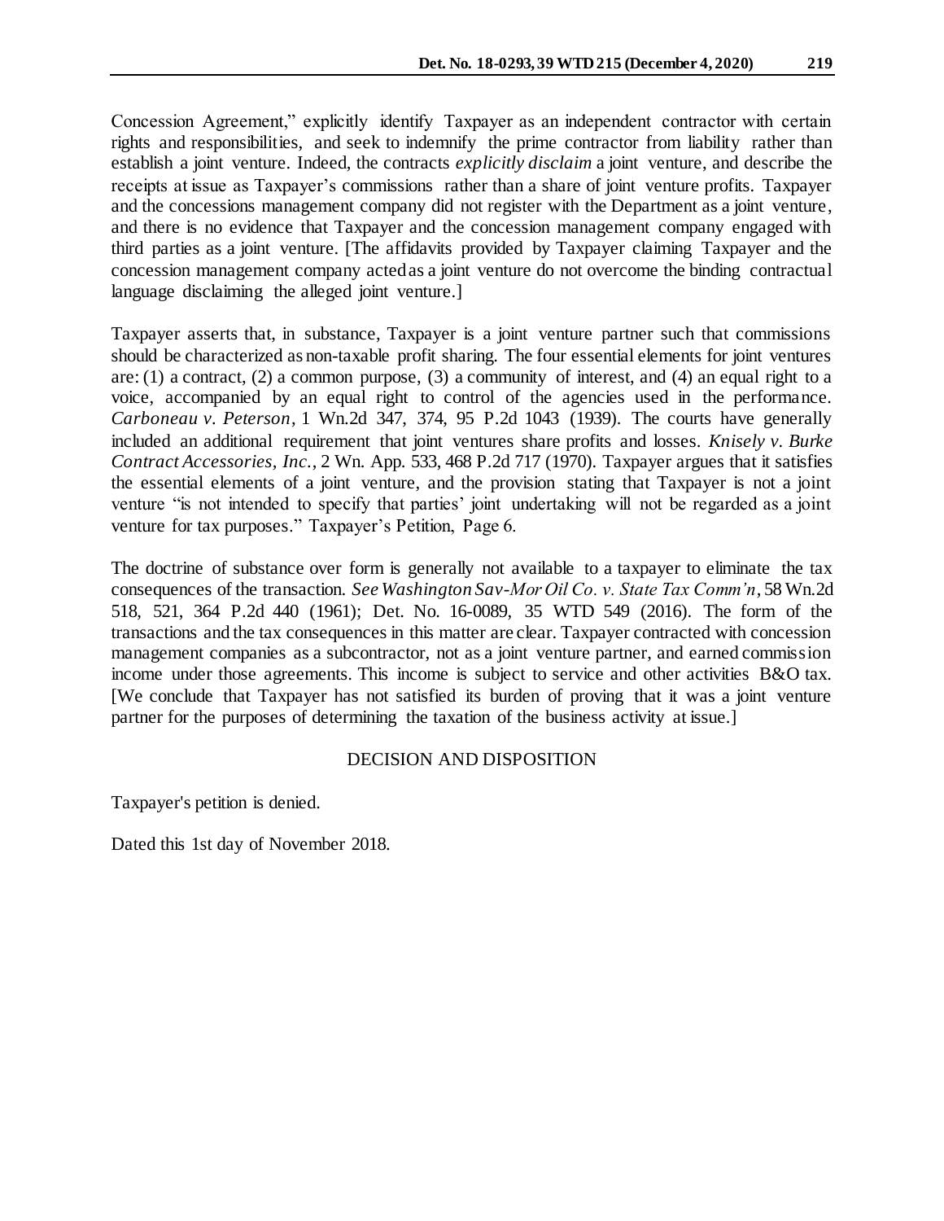Concession Agreement," explicitly identify Taxpayer as an independent contractor with certain rights and responsibilities, and seek to indemnify the prime contractor from liability rather than establish a joint venture. Indeed, the contracts *explicitly disclaim* a joint venture, and describe the receipts at issue as Taxpayer's commissions rather than a share of joint venture profits. Taxpayer and the concessions management company did not register with the Department as a joint venture, and there is no evidence that Taxpayer and the concession management company engaged with third parties as a joint venture. [The affidavits provided by Taxpayer claiming Taxpayer and the concession management company acted as a joint venture do not overcome the binding contractual language disclaiming the alleged joint venture.]

Taxpayer asserts that, in substance, Taxpayer is a joint venture partner such that commissions should be characterized as non-taxable profit sharing. The four essential elements for joint ventures are: (1) a contract, (2) a common purpose, (3) a community of interest, and (4) an equal right to a voice, accompanied by an equal right to control of the agencies used in the performance. *Carboneau v. Peterson*, 1 Wn.2d 347, 374, 95 P.2d 1043 (1939). The courts have generally included an additional requirement that joint ventures share profits and losses. *Knisely v. Burke Contract Accessories, Inc.*, 2 Wn. App. 533, 468 P.2d 717 (1970). Taxpayer argues that it satisfies the essential elements of a joint venture, and the provision stating that Taxpayer is not a joint venture "is not intended to specify that parties' joint undertaking will not be regarded as a joint venture for tax purposes." Taxpayer's Petition, Page 6.

The doctrine of substance over form is generally not available to a taxpayer to eliminate the tax consequences of the transaction. *See Washington Sav-Mor Oil Co. v. State Tax Comm'n*, 58 Wn.2d 518, 521, 364 P.2d 440 (1961); Det. No. 16-0089, 35 WTD 549 (2016). The form of the transactions and the tax consequences in this matter are clear. Taxpayer contracted with concession management companies as a subcontractor, not as a joint venture partner, and earned commission income under those agreements. This income is subject to service and other activities B&O tax. [We conclude that Taxpayer has not satisfied its burden of proving that it was a joint venture partner for the purposes of determining the taxation of the business activity at issue.]

## DECISION AND DISPOSITION

Taxpayer's petition is denied.

Dated this 1st day of November 2018.